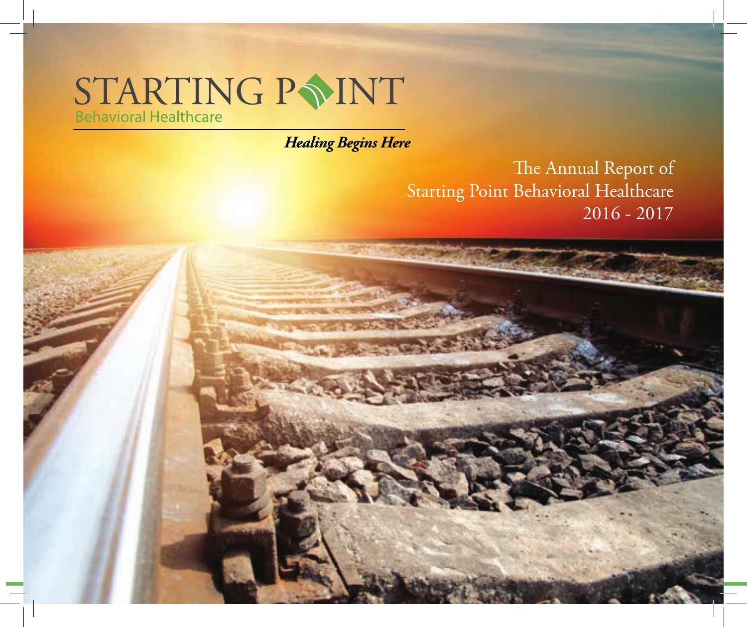# STARTING POINT

Behavioral Healthcare

*Healing Begins Here*

The Annual Report of
Starting Point Behavioral Healthcare
2016 - 2017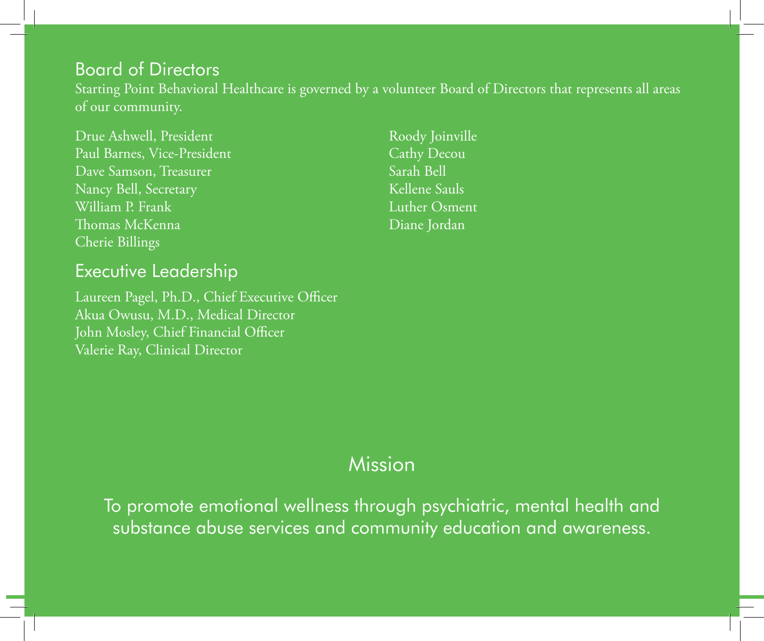## Board of Directors

Starting Point Behavioral Healthcare is governed by a volunteer Board of Directors that represents all areas of our community.

Drue Ashwell, President
Paul Barnes, Vice-President
Dave Samson, Treasurer
Nancy Bell, Secretary
William P. Frank
Thomas McKenna
Cherie Billings
Roody Joinville
Cathy Decou
Sarah Bell
Kellene Sauls
Luther Osment
Diane Jordan

## Executive Leadership

Laureen Pagel, Ph.D., Chief Executive Officer
Akua Owusu, M.D., Medical Director
John Mosley, Chief Financial Officer
Valerie Ray, Clinical Director

## Mission

To promote emotional wellness through psychiatric, mental health and substance abuse services and community education and awareness.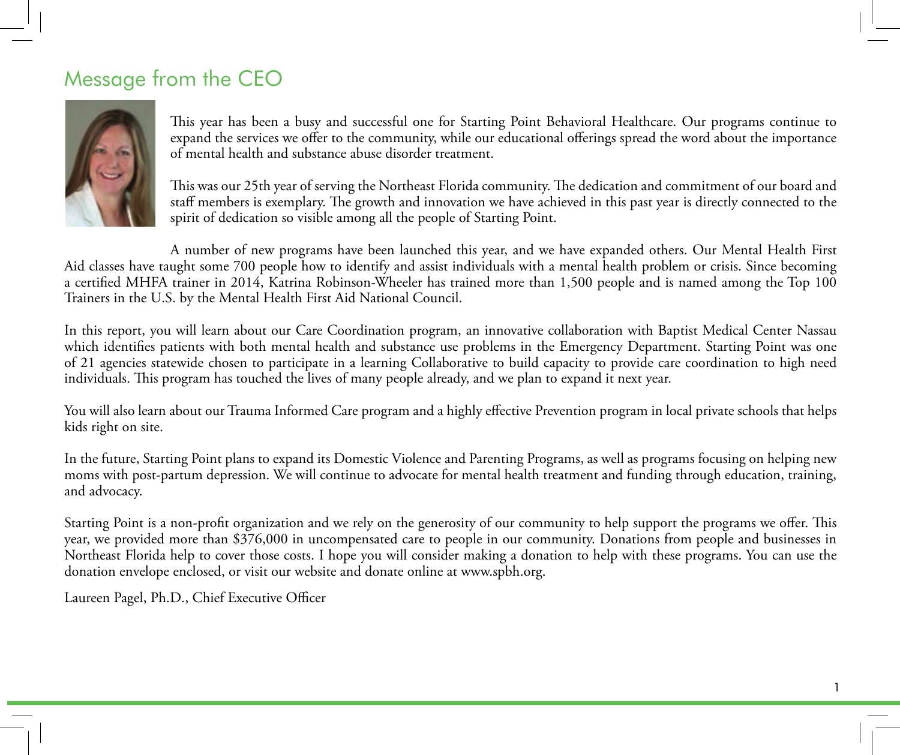# Message from the CEO

This year has been a busy and successful one for Starting Point Behavioral Healthcare. Our programs continue to expand the services we offer to the community, while our educational offerings spread the word about the importance of mental health and substance abuse disorder treatment.

This was our 25th year of serving the Northeast Florida community. The dedication and commitment of our board and staff members is exemplary. The growth and innovation we have achieved in this past year is directly connected to the spirit of dedication so visible among all the people of Starting Point.

A number of new programs have been launched this year, and we have expanded others. Our Mental Health First Aid classes have taught some 700 people how to identify and assist individuals with a mental health problem or crisis. Since becoming a certified MHFA trainer in 2014, Katrina Robinson-Wheeler has trained more than 1,500 people and is named among the Top 100 Trainers in the U.S. by the Mental Health First Aid National Council.

In this report, you will learn about our Care Coordination program, an innovative collaboration with Baptist Medical Center Nassau which identifies patients with both mental health and substance use problems in the Emergency Department. Starting Point was one of 21 agencies statewide chosen to participate in a learning Collaborative to build capacity to provide care coordination to high need individuals. This program has touched the lives of many people already, and we plan to expand it next year.

You will also learn about our Trauma Informed Care program and a highly effective Prevention program in local private schools that helps kids right on site.

In the future, Starting Point plans to expand its Domestic Violence and Parenting Programs, as well as programs focusing on helping new moms with post-partum depression. We will continue to advocate for mental health treatment and funding through education, training, and advocacy.

Starting Point is a non-profit organization and we rely on the generosity of our community to help support the programs we offer. This year, we provided more than $376,000 in uncompensated care to people in our community. Donations from people and businesses in Northeast Florida help to cover those costs. I hope you will consider making a donation to help with these programs. You can use the donation envelope enclosed, or visit our website and donate online at www.spbh.org.

Laureen Pagel, Ph.D., Chief Executive Officer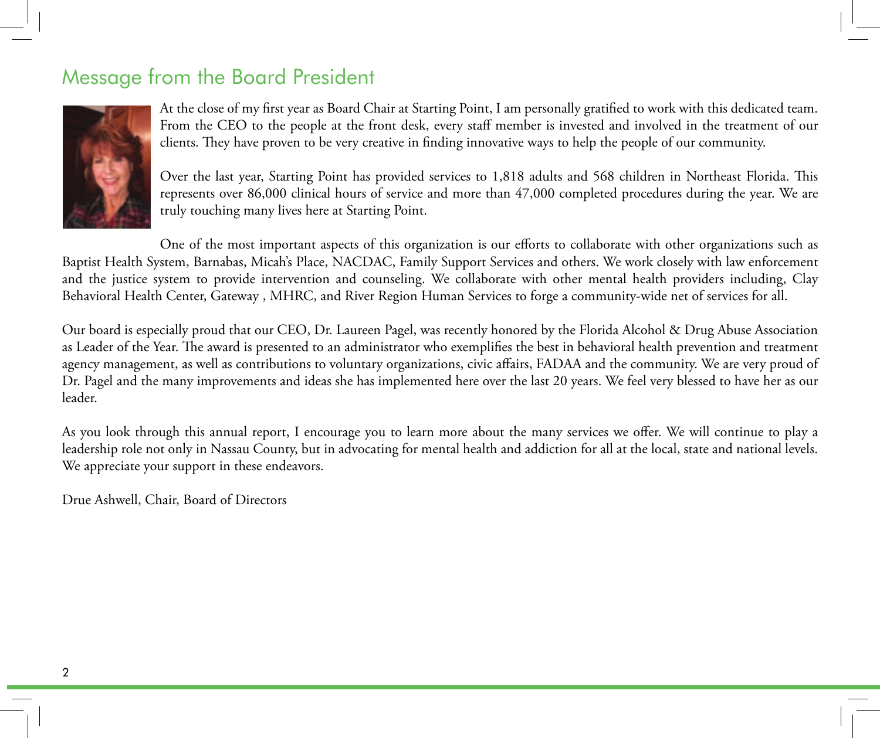# Message from the Board President

At the close of my first year as Board Chair at Starting Point, I am personally gratified to work with this dedicated team. From the CEO to the people at the front desk, every staff member is invested and involved in the treatment of our clients. They have proven to be very creative in finding innovative ways to help the people of our community.

Over the last year, Starting Point has provided services to 1,818 adults and 568 children in Northeast Florida. This represents over 86,000 clinical hours of service and more than 47,000 completed procedures during the year. We are truly touching many lives here at Starting Point.

One of the most important aspects of this organization is our efforts to collaborate with other organizations such as Baptist Health System, Barnabas, Micah's Place, NACDAC, Family Support Services and others. We work closely with law enforcement and the justice system to provide intervention and counseling. We collaborate with other mental health providers including, Clay Behavioral Health Center, Gateway , MHRC, and River Region Human Services to forge a community-wide net of services for all.

Our board is especially proud that our CEO, Dr. Laureen Pagel, was recently honored by the Florida Alcohol & Drug Abuse Association as Leader of the Year. The award is presented to an administrator who exemplifies the best in behavioral health prevention and treatment agency management, as well as contributions to voluntary organizations, civic affairs, FADAA and the community. We are very proud of Dr. Pagel and the many improvements and ideas she has implemented here over the last 20 years. We feel very blessed to have her as our leader.

As you look through this annual report, I encourage you to learn more about the many services we offer. We will continue to play a leadership role not only in Nassau County, but in advocating for mental health and addiction for all at the local, state and national levels. We appreciate your support in these endeavors.

Drue Ashwell, Chair, Board of Directors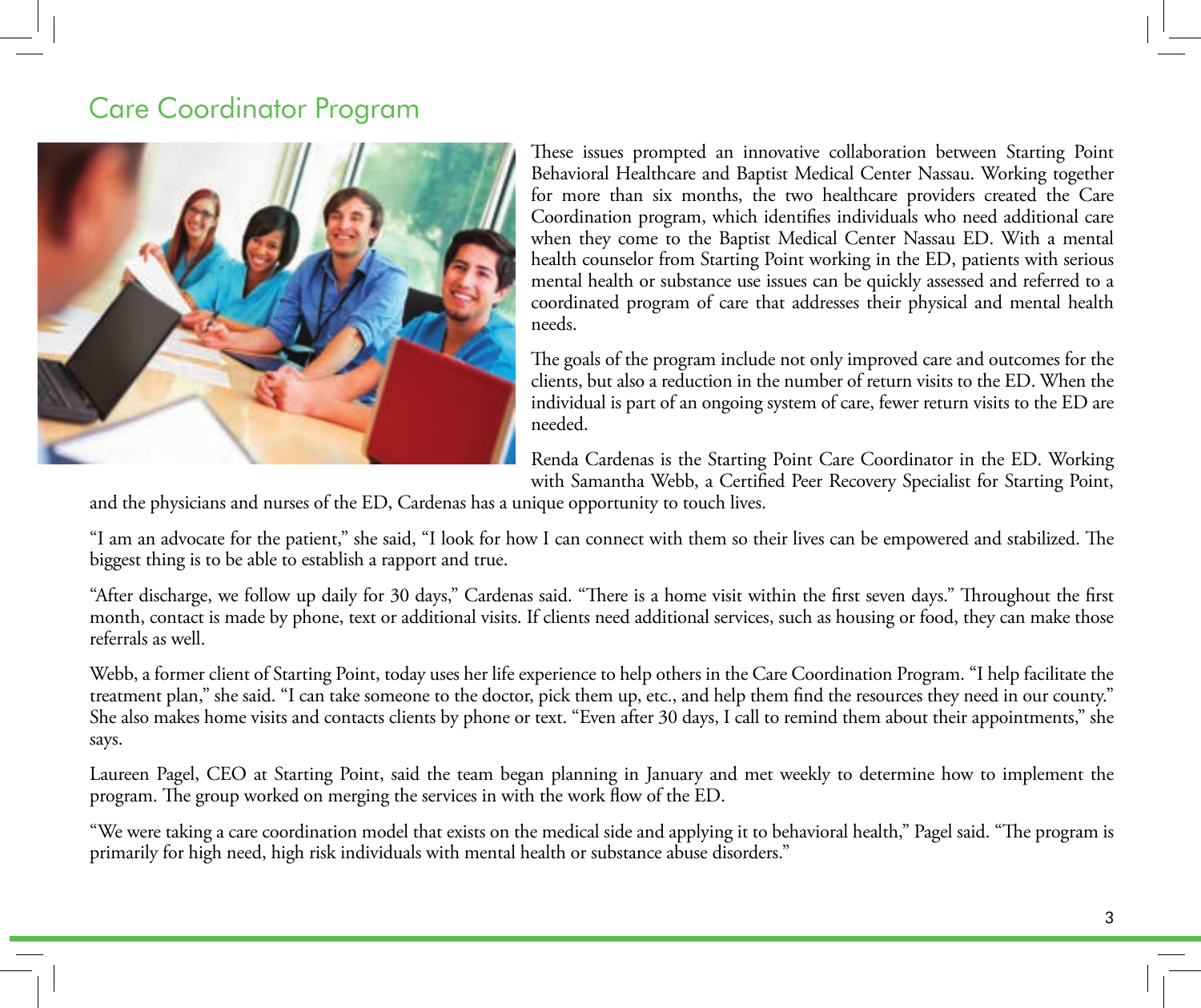## Care Coordinator Program

These issues prompted an innovative collaboration between Starting Point Behavioral Healthcare and Baptist Medical Center Nassau. Working together for more than six months, the two healthcare providers created the Care Coordination program, which identifies individuals who need additional care when they come to the Baptist Medical Center Nassau ED. With a mental health counselor from Starting Point working in the ED, patients with serious mental health or substance use issues can be quickly assessed and referred to a coordinated program of care that addresses their physical and mental health needs.

The goals of the program include not only improved care and outcomes for the clients, but also a reduction in the number of return visits to the ED. When the individual is part of an ongoing system of care, fewer return visits to the ED are needed.

Renda Cardenas is the Starting Point Care Coordinator in the ED. Working with Samantha Webb, a Certified Peer Recovery Specialist for Starting Point, and the physicians and nurses of the ED, Cardenas has a unique opportunity to touch lives.

"I am an advocate for the patient," she said, "I look for how I can connect with them so their lives can be empowered and stabilized. The biggest thing is to be able to establish a rapport and true.

"After discharge, we follow up daily for 30 days," Cardenas said. "There is a home visit within the first seven days." Throughout the first month, contact is made by phone, text or additional visits. If clients need additional services, such as housing or food, they can make those referrals as well.

Webb, a former client of Starting Point, today uses her life experience to help others in the Care Coordination Program. "I help facilitate the treatment plan," she said. "I can take someone to the doctor, pick them up, etc., and help them find the resources they need in our county." She also makes home visits and contacts clients by phone or text. "Even after 30 days, I call to remind them about their appointments," she says.

Laureen Pagel, CEO at Starting Point, said the team began planning in January and met weekly to determine how to implement the program. The group worked on merging the services in with the work flow of the ED.

"We were taking a care coordination model that exists on the medical side and applying it to behavioral health," Pagel said. "The program is primarily for high need, high risk individuals with mental health or substance abuse disorders."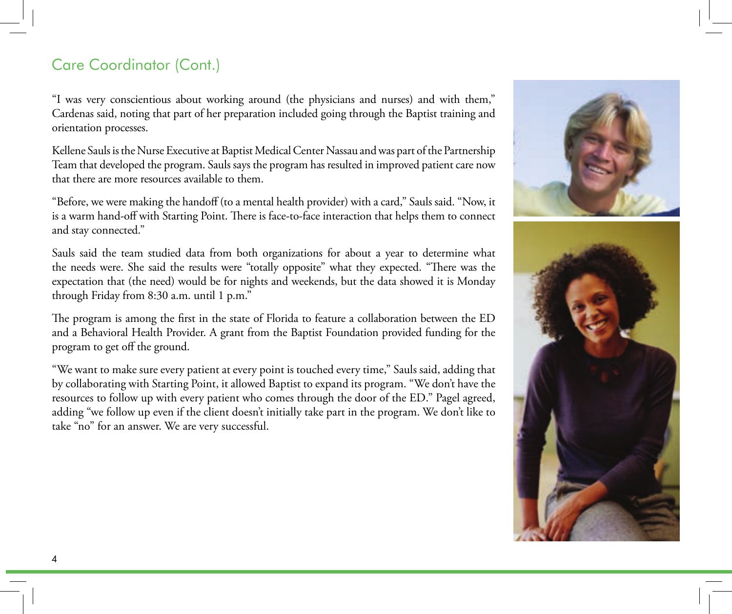## Care Coordinator (Cont.)

"I was very conscientious about working around (the physicians and nurses) and with them," Cardenas said, noting that part of her preparation included going through the Baptist training and orientation processes.

Kellene Sauls is the Nurse Executive at Baptist Medical Center Nassau and was part of the Partnership Team that developed the program. Sauls says the program has resulted in improved patient care now that there are more resources available to them.

"Before, we were making the handoff (to a mental health provider) with a card," Sauls said. "Now, it is a warm hand-off with Starting Point. There is face-to-face interaction that helps them to connect and stay connected."

Sauls said the team studied data from both organizations for about a year to determine what the needs were. She said the results were "totally opposite" what they expected. "There was the expectation that (the need) would be for nights and weekends, but the data showed it is Monday through Friday from 8:30 a.m. until 1 p.m."

The program is among the first in the state of Florida to feature a collaboration between the ED and a Behavioral Health Provider. A grant from the Baptist Foundation provided funding for the program to get off the ground.

"We want to make sure every patient at every point is touched every time," Sauls said, adding that by collaborating with Starting Point, it allowed Baptist to expand its program. "We don't have the resources to follow up with every patient who comes through the door of the ED." Pagel agreed, adding "we follow up even if the client doesn't initially take part in the program. We don't like to take "no" for an answer. We are very successful.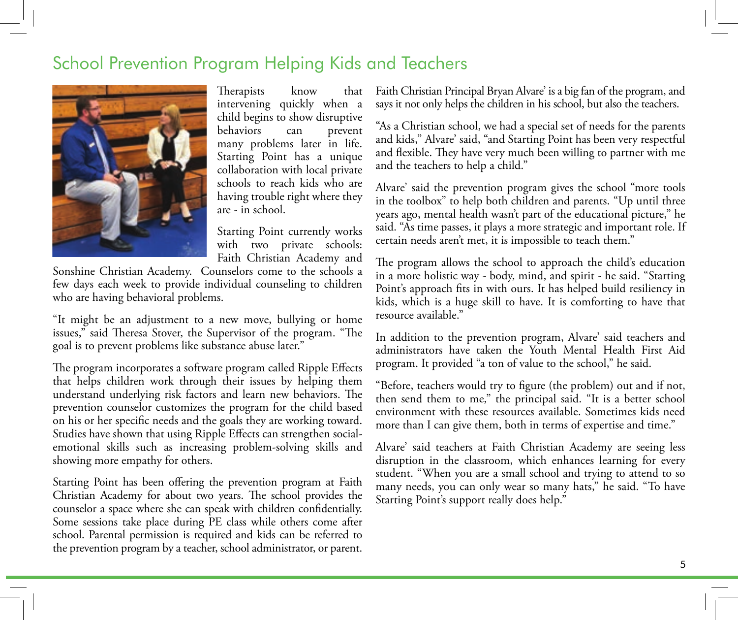# School Prevention Program Helping Kids and Teachers

Therapists know that intervening quickly when a child begins to show disruptive behaviors can prevent many problems later in life. Starting Point has a unique collaboration with local private schools to reach kids who are having trouble right where they are - in school.

Starting Point currently works with two private schools: Faith Christian Academy and Sonshine Christian Academy. Counselors come to the schools a few days each week to provide individual counseling to children who are having behavioral problems.

"It might be an adjustment to a new move, bullying or home issues," said Theresa Stover, the Supervisor of the program. "The goal is to prevent problems like substance abuse later."

The program incorporates a software program called Ripple Effects that helps children work through their issues by helping them understand underlying risk factors and learn new behaviors. The prevention counselor customizes the program for the child based on his or her specific needs and the goals they are working toward. Studies have shown that using Ripple Effects can strengthen social-emotional skills such as increasing problem-solving skills and showing more empathy for others.

Starting Point has been offering the prevention program at Faith Christian Academy for about two years. The school provides the counselor a space where she can speak with children confidentially. Some sessions take place during PE class while others come after school. Parental permission is required and kids can be referred to the prevention program by a teacher, school administrator, or parent.

Faith Christian Principal Bryan Alvare' is a big fan of the program, and says it not only helps the children in his school, but also the teachers.

"As a Christian school, we had a special set of needs for the parents and kids," Alvare' said, "and Starting Point has been very respectful and flexible. They have very much been willing to partner with me and the teachers to help a child."

Alvare' said the prevention program gives the school "more tools in the toolbox" to help both children and parents. "Up until three years ago, mental health wasn't part of the educational picture," he said. "As time passes, it plays a more strategic and important role. If certain needs aren't met, it is impossible to teach them."

The program allows the school to approach the child's education in a more holistic way - body, mind, and spirit - he said. "Starting Point's approach fits in with ours. It has helped build resiliency in kids, which is a huge skill to have. It is comforting to have that resource available."

In addition to the prevention program, Alvare' said teachers and administrators have taken the Youth Mental Health First Aid program. It provided "a ton of value to the school," he said.

"Before, teachers would try to figure (the problem) out and if not, then send them to me," the principal said. "It is a better school environment with these resources available. Sometimes kids need more than I can give them, both in terms of expertise and time."

Alvare' said teachers at Faith Christian Academy are seeing less disruption in the classroom, which enhances learning for every student. "When you are a small school and trying to attend to so many needs, you can only wear so many hats," he said. "To have Starting Point's support really does help."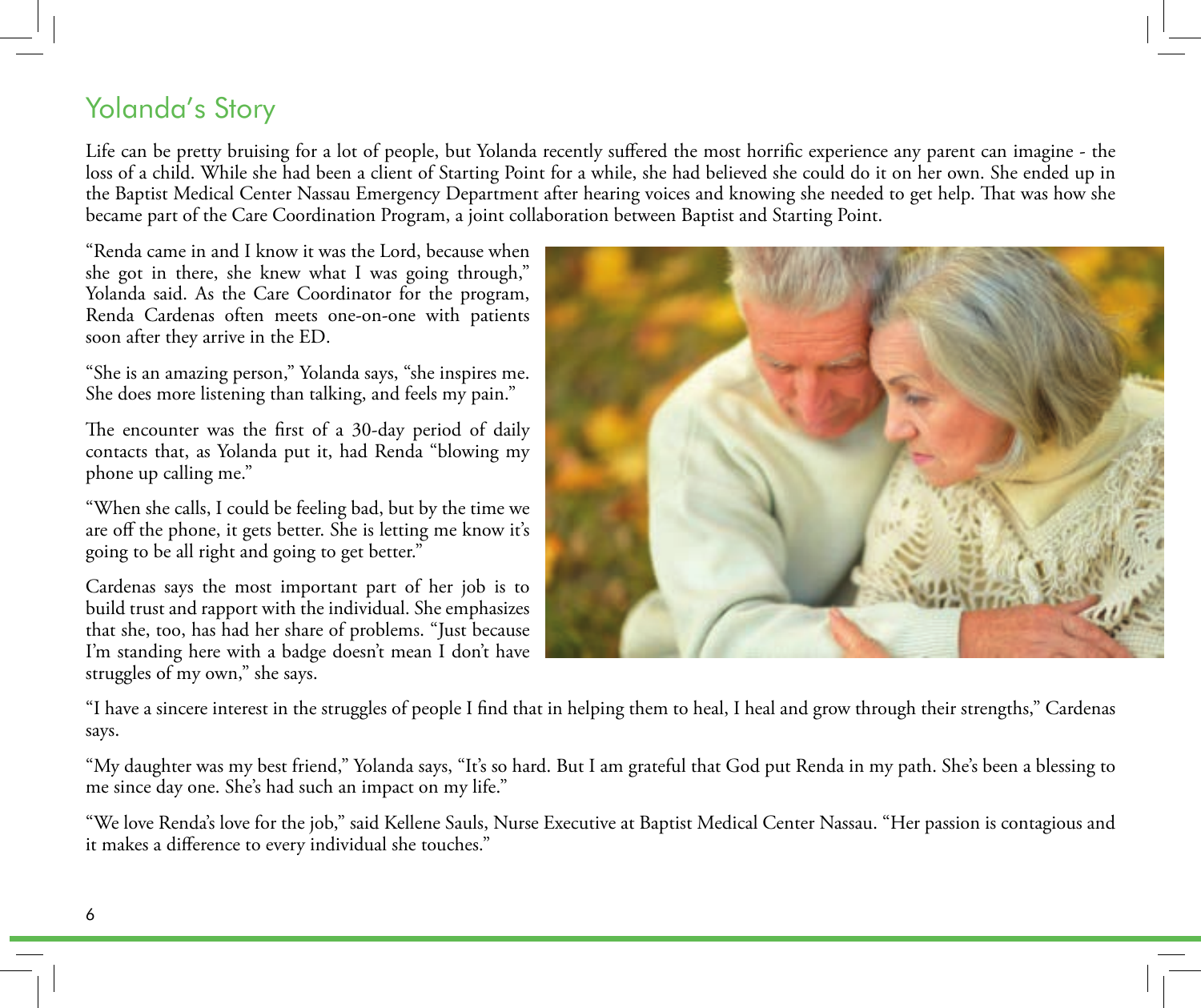# Yolanda's Story

Life can be pretty bruising for a lot of people, but Yolanda recently suffered the most horrific experience any parent can imagine - the loss of a child. While she had been a client of Starting Point for a while, she had believed she could do it on her own. She ended up in the Baptist Medical Center Nassau Emergency Department after hearing voices and knowing she needed to get help. That was how she became part of the Care Coordination Program, a joint collaboration between Baptist and Starting Point.

"Renda came in and I know it was the Lord, because when she got in there, she knew what I was going through," Yolanda said. As the Care Coordinator for the program, Renda Cardenas often meets one-on-one with patients soon after they arrive in the ED.

"She is an amazing person," Yolanda says, "she inspires me. She does more listening than talking, and feels my pain."

The encounter was the first of a 30-day period of daily contacts that, as Yolanda put it, had Renda "blowing my phone up calling me."

"When she calls, I could be feeling bad, but by the time we are off the phone, it gets better. She is letting me know it's going to be all right and going to get better."

Cardenas says the most important part of her job is to build trust and rapport with the individual. She emphasizes that she, too, has had her share of problems. "Just because I'm standing here with a badge doesn't mean I don't have struggles of my own," she says.

"I have a sincere interest in the struggles of people I find that in helping them to heal, I heal and grow through their strengths," Cardenas says.

"My daughter was my best friend," Yolanda says, "It's so hard. But I am grateful that God put Renda in my path. She's been a blessing to me since day one. She's had such an impact on my life."

"We love Renda's love for the job," said Kellene Sauls, Nurse Executive at Baptist Medical Center Nassau. "Her passion is contagious and it makes a difference to every individual she touches."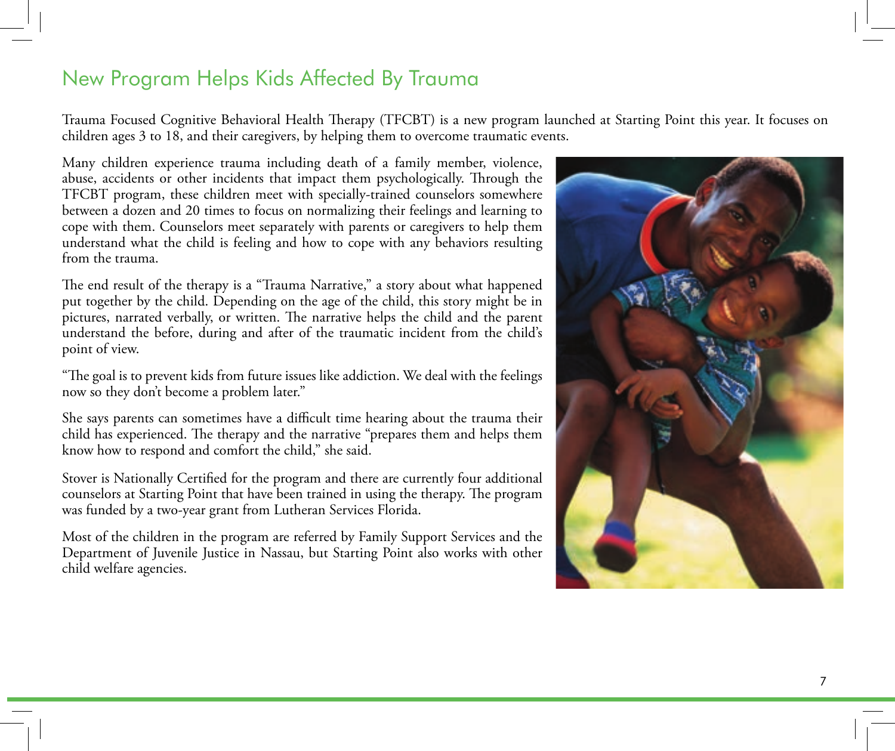# New Program Helps Kids Affected By Trauma

Trauma Focused Cognitive Behavioral Health Therapy (TFCBT) is a new program launched at Starting Point this year. It focuses on children ages 3 to 18, and their caregivers, by helping them to overcome traumatic events.

Many children experience trauma including death of a family member, violence, abuse, accidents or other incidents that impact them psychologically. Through the TFCBT program, these children meet with specially-trained counselors somewhere between a dozen and 20 times to focus on normalizing their feelings and learning to cope with them. Counselors meet separately with parents or caregivers to help them understand what the child is feeling and how to cope with any behaviors resulting from the trauma.

The end result of the therapy is a "Trauma Narrative," a story about what happened put together by the child. Depending on the age of the child, this story might be in pictures, narrated verbally, or written. The narrative helps the child and the parent understand the before, during and after of the traumatic incident from the child's point of view.

"The goal is to prevent kids from future issues like addiction. We deal with the feelings now so they don't become a problem later."

She says parents can sometimes have a difficult time hearing about the trauma their child has experienced. The therapy and the narrative "prepares them and helps them know how to respond and comfort the child," she said.

Stover is Nationally Certified for the program and there are currently four additional counselors at Starting Point that have been trained in using the therapy. The program was funded by a two-year grant from Lutheran Services Florida.

Most of the children in the program are referred by Family Support Services and the Department of Juvenile Justice in Nassau, but Starting Point also works with other child welfare agencies.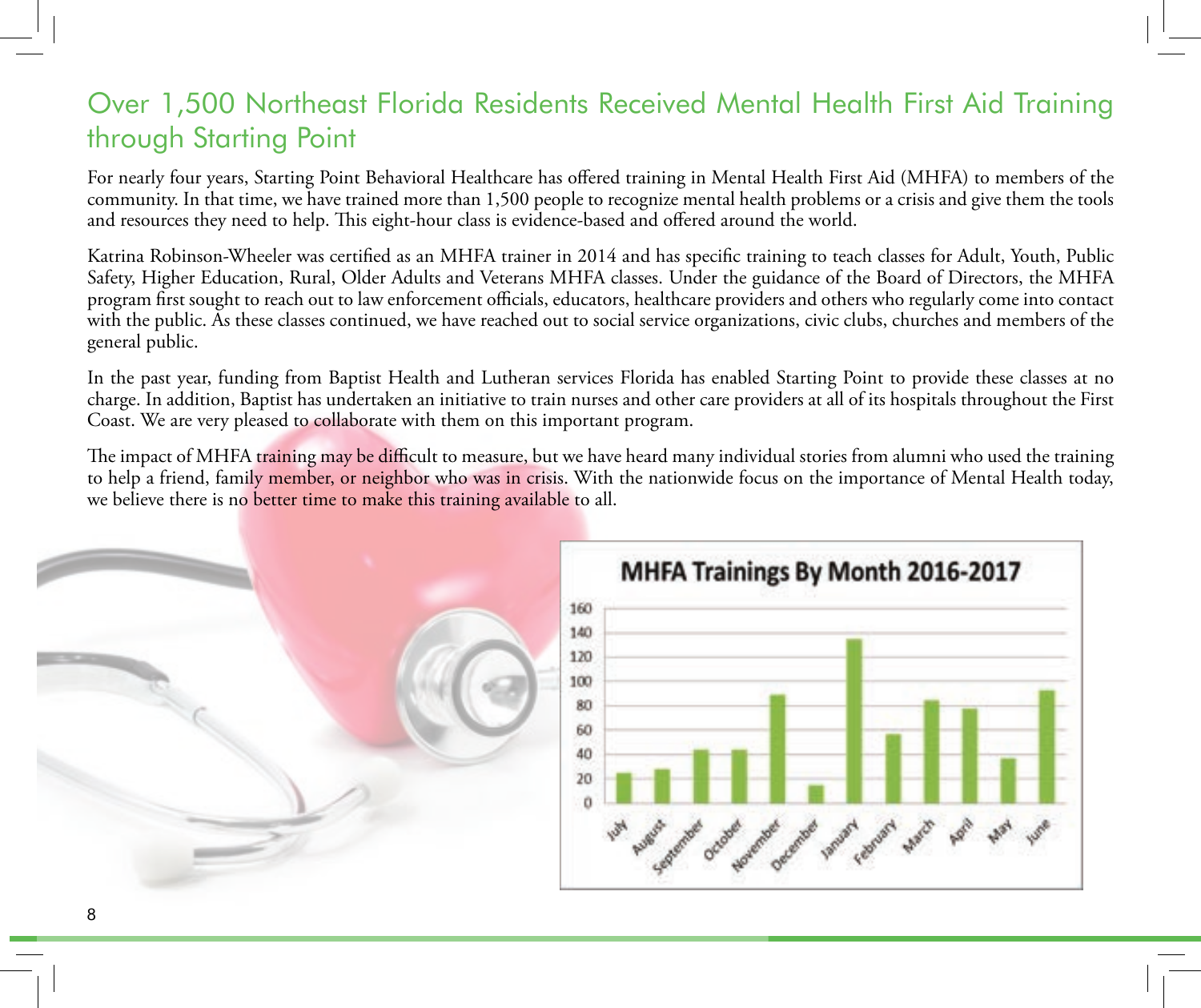# Over 1,500 Northeast Florida Residents Received Mental Health First Aid Training through Starting Point

For nearly four years, Starting Point Behavioral Healthcare has offered training in Mental Health First Aid (MHFA) to members of the community. In that time, we have trained more than 1,500 people to recognize mental health problems or a crisis and give them the tools and resources they need to help. This eight-hour class is evidence-based and offered around the world.

Katrina Robinson-Wheeler was certified as an MHFA trainer in 2014 and has specific training to teach classes for Adult, Youth, Public Safety, Higher Education, Rural, Older Adults and Veterans MHFA classes. Under the guidance of the Board of Directors, the MHFA program first sought to reach out to law enforcement officials, educators, healthcare providers and others who regularly come into contact with the public. As these classes continued, we have reached out to social service organizations, civic clubs, churches and members of the general public.

In the past year, funding from Baptist Health and Lutheran services Florida has enabled Starting Point to provide these classes at no charge. In addition, Baptist has undertaken an initiative to train nurses and other care providers at all of its hospitals throughout the First Coast. We are very pleased to collaborate with them on this important program.

The impact of MHFA training may be difficult to measure, but we have heard many individual stories from alumni who used the training to help a friend, family member, or neighbor who was in crisis. With the nationwide focus on the importance of Mental Health today, we believe there is no better time to make this training available to all.

**MHFA Trainings By Month 2016-2017**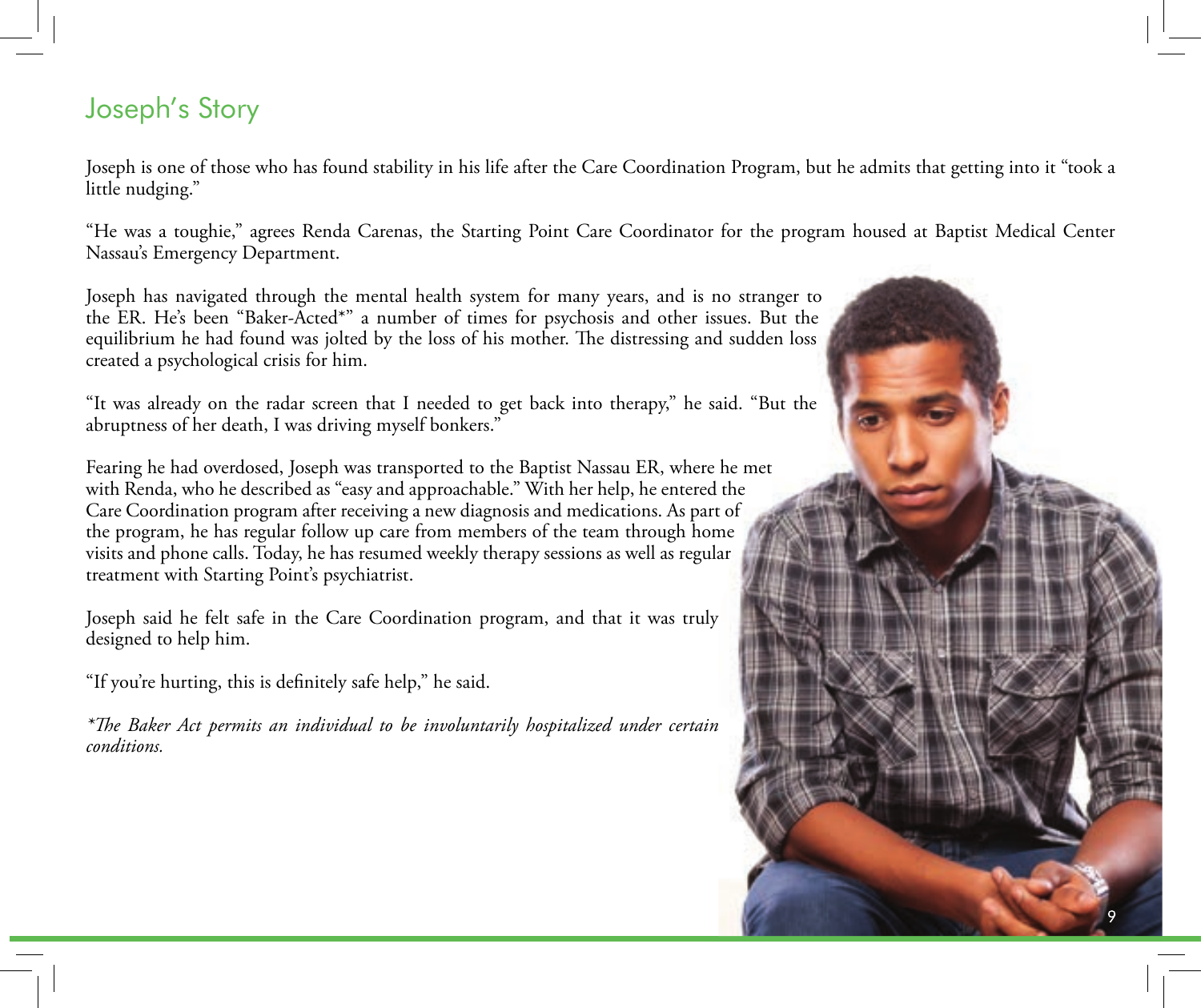# Joseph's Story

Joseph is one of those who has found stability in his life after the Care Coordination Program, but he admits that getting into it "took a little nudging."

"He was a toughie," agrees Renda Carenas, the Starting Point Care Coordinator for the program housed at Baptist Medical Center Nassau's Emergency Department.

Joseph has navigated through the mental health system for many years, and is no stranger to the ER. He's been "Baker-Acted*" a number of times for psychosis and other issues. But the equilibrium he had found was jolted by the loss of his mother. The distressing and sudden loss created a psychological crisis for him.

"It was already on the radar screen that I needed to get back into therapy," he said. "But the abruptness of her death, I was driving myself bonkers."

Fearing he had overdosed, Joseph was transported to the Baptist Nassau ER, where he met with Renda, who he described as "easy and approachable." With her help, he entered the Care Coordination program after receiving a new diagnosis and medications. As part of the program, he has regular follow up care from members of the team through home visits and phone calls. Today, he has resumed weekly therapy sessions as well as regular treatment with Starting Point's psychiatrist.

Joseph said he felt safe in the Care Coordination program, and that it was truly designed to help him.

"If you're hurting, this is definitely safe help," he said.

*\*The Baker Act permits an individual to be involuntarily hospitalized under certain conditions.*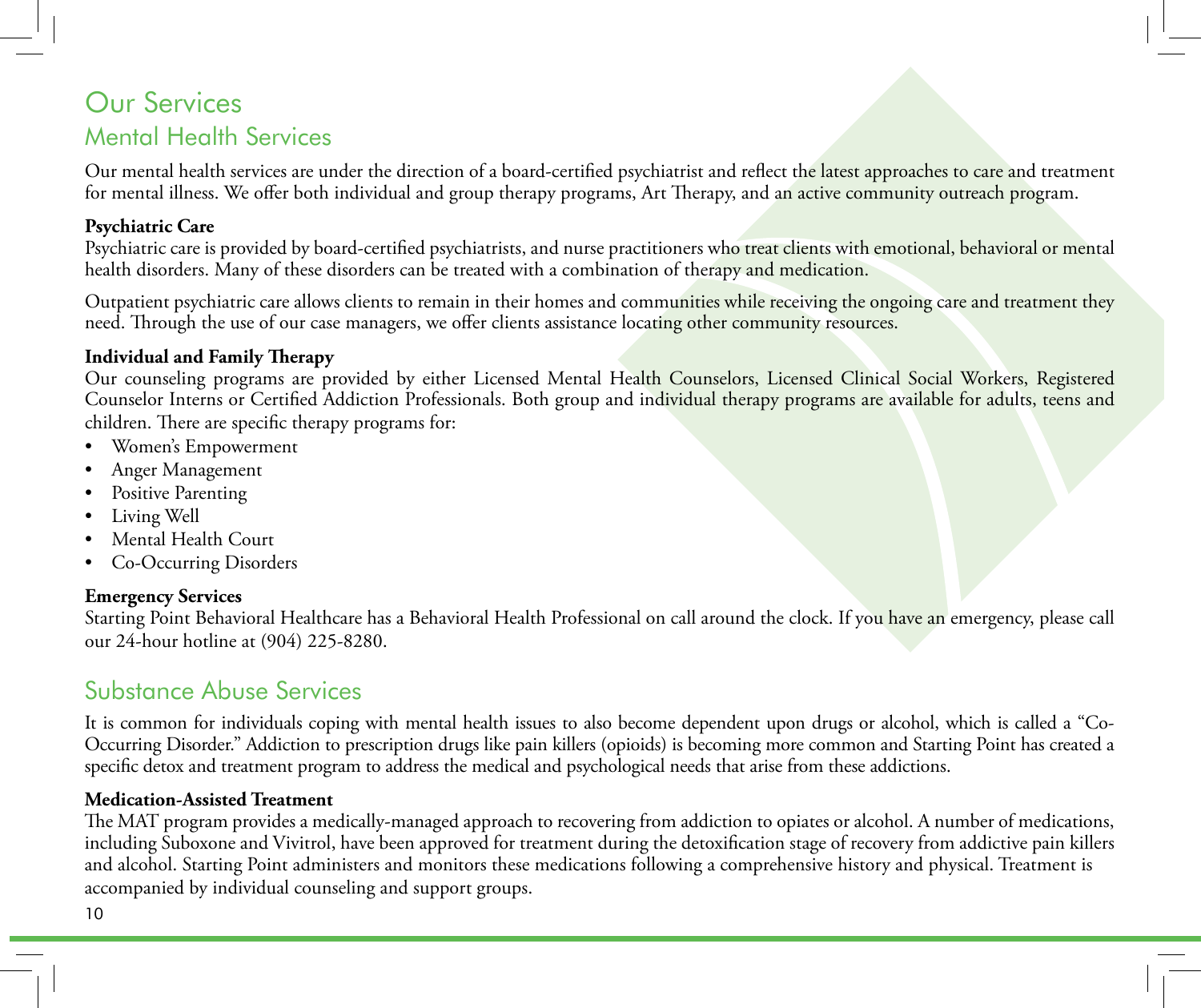# Our Services

## Mental Health Services

Our mental health services are under the direction of a board-certified psychiatrist and reflect the latest approaches to care and treatment for mental illness. We offer both individual and group therapy programs, Art Therapy, and an active community outreach program.

**Psychiatric Care**
Psychiatric care is provided by board-certified psychiatrists, and nurse practitioners who treat clients with emotional, behavioral or mental health disorders. Many of these disorders can be treated with a combination of therapy and medication.

Outpatient psychiatric care allows clients to remain in their homes and communities while receiving the ongoing care and treatment they need. Through the use of our case managers, we offer clients assistance locating other community resources.

**Individual and Family Therapy**
Our counseling programs are provided by either Licensed Mental Health Counselors, Licensed Clinical Social Workers, Registered Counselor Interns or Certified Addiction Professionals. Both group and individual therapy programs are available for adults, teens and children. There are specific therapy programs for:

- Women's Empowerment
- Anger Management
- Positive Parenting
- Living Well
- Mental Health Court
- Co-Occurring Disorders

**Emergency Services**
Starting Point Behavioral Healthcare has a Behavioral Health Professional on call around the clock. If you have an emergency, please call our 24-hour hotline at (904) 225-8280.

## Substance Abuse Services

It is common for individuals coping with mental health issues to also become dependent upon drugs or alcohol, which is called a "Co-Occurring Disorder." Addiction to prescription drugs like pain killers (opioids) is becoming more common and Starting Point has created a specific detox and treatment program to address the medical and psychological needs that arise from these addictions.

**Medication-Assisted Treatment**
The MAT program provides a medically-managed approach to recovering from addiction to opiates or alcohol. A number of medications, including Suboxone and Vivitrol, have been approved for treatment during the detoxification stage of recovery from addictive pain killers and alcohol. Starting Point administers and monitors these medications following a comprehensive history and physical. Treatment is accompanied by individual counseling and support groups.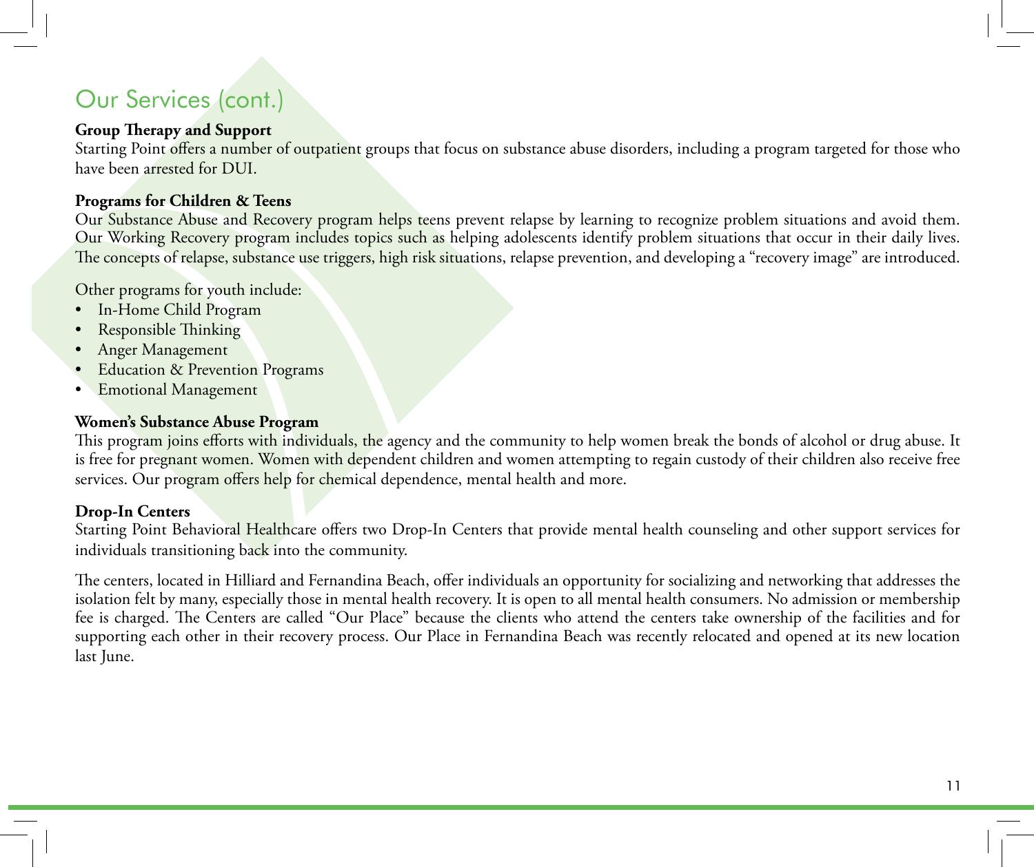# Our Services (cont.)

**Group Therapy and Support**
Starting Point offers a number of outpatient groups that focus on substance abuse disorders, including a program targeted for those who have been arrested for DUI.

**Programs for Children & Teens**
Our Substance Abuse and Recovery program helps teens prevent relapse by learning to recognize problem situations and avoid them. Our Working Recovery program includes topics such as helping adolescents identify problem situations that occur in their daily lives. The concepts of relapse, substance use triggers, high risk situations, relapse prevention, and developing a "recovery image" are introduced.

Other programs for youth include:

- In-Home Child Program
- Responsible Thinking
- Anger Management
- Education & Prevention Programs
- Emotional Management

**Women's Substance Abuse Program**
This program joins efforts with individuals, the agency and the community to help women break the bonds of alcohol or drug abuse. It is free for pregnant women. Women with dependent children and women attempting to regain custody of their children also receive free services. Our program offers help for chemical dependence, mental health and more.

**Drop-In Centers**
Starting Point Behavioral Healthcare offers two Drop-In Centers that provide mental health counseling and other support services for individuals transitioning back into the community.

The centers, located in Hilliard and Fernandina Beach, offer individuals an opportunity for socializing and networking that addresses the isolation felt by many, especially those in mental health recovery. It is open to all mental health consumers. No admission or membership fee is charged. The Centers are called "Our Place" because the clients who attend the centers take ownership of the facilities and for supporting each other in their recovery process. Our Place in Fernandina Beach was recently relocated and opened at its new location last June.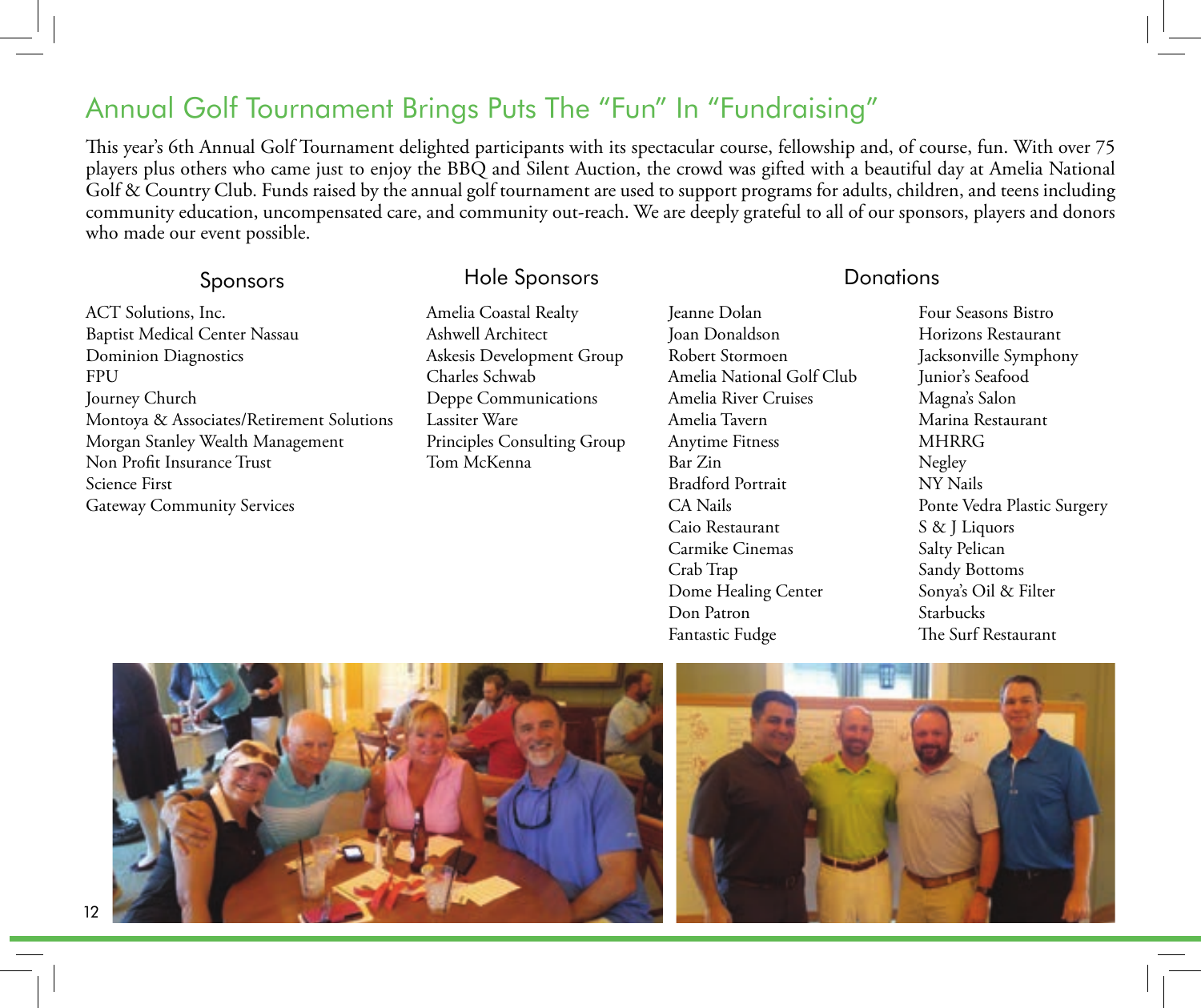# Annual Golf Tournament Brings Puts The "Fun" In "Fundraising"

This year's 6th Annual Golf Tournament delighted participants with its spectacular course, fellowship and, of course, fun. With over 75 players plus others who came just to enjoy the BBQ and Silent Auction, the crowd was gifted with a beautiful day at Amelia National Golf & Country Club. Funds raised by the annual golf tournament are used to support programs for adults, children, and teens including community education, uncompensated care, and community out-reach. We are deeply grateful to all of our sponsors, players and donors who made our event possible.

## Sponsors

ACT Solutions, Inc.
Baptist Medical Center Nassau
Dominion Diagnostics
FPU
Journey Church
Montoya & Associates/Retirement Solutions
Morgan Stanley Wealth Management
Non Profit Insurance Trust
Science First
Gateway Community Services

## Hole Sponsors

Amelia Coastal Realty
Ashwell Architect
Askesis Development Group
Charles Schwab
Deppe Communications
Lassiter Ware
Principles Consulting Group
Tom McKenna

## Donations

Jeanne Dolan
Joan Donaldson
Robert Stormoen
Amelia National Golf Club
Amelia River Cruises
Amelia Tavern
Anytime Fitness
Bar Zin
Bradford Portrait
CA Nails
Caio Restaurant
Carmike Cinemas
Crab Trap
Dome Healing Center
Don Patron
Fantastic Fudge
Four Seasons Bistro
Horizons Restaurant
Jacksonville Symphony
Junior's Seafood
Magna's Salon
Marina Restaurant
MHRRG
Negley
NY Nails
Ponte Vedra Plastic Surgery
S & J Liquors
Salty Pelican
Sandy Bottoms
Sonya's Oil & Filter
Starbucks
The Surf Restaurant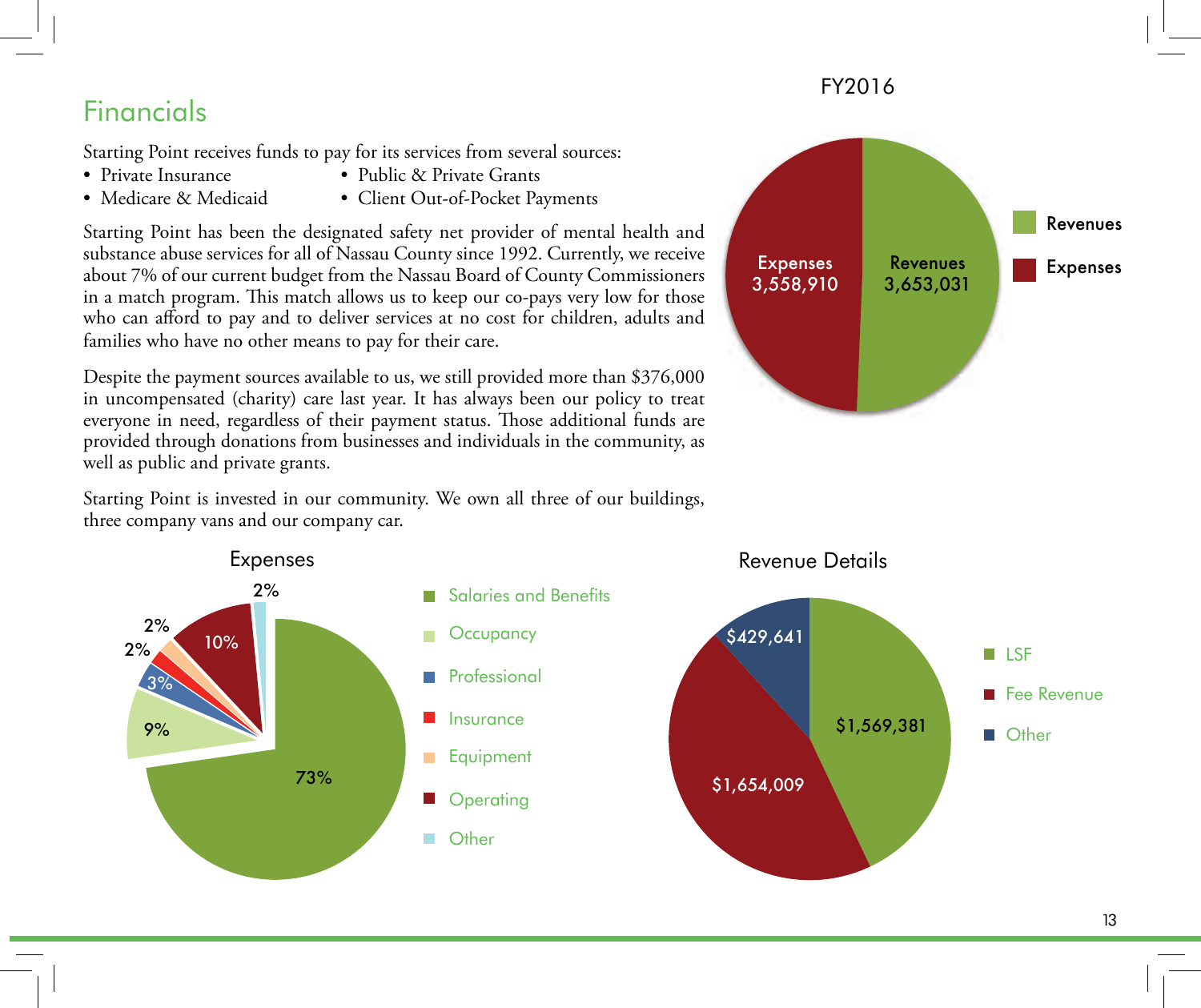## Financials

Starting Point receives funds to pay for its services from several sources:

- Private Insurance
- Medicare & Medicaid
- Public & Private Grants
- Client Out-of-Pocket Payments

Starting Point has been the designated safety net provider of mental health and substance abuse services for all of Nassau County since 1992. Currently, we receive about 7% of our current budget from the Nassau Board of County Commissioners in a match program. This match allows us to keep our co-pays very low for those who can afford to pay and to deliver services at no cost for children, adults and families who have no other means to pay for their care.

Despite the payment sources available to us, we still provided more than $376,000 in uncompensated (charity) care last year. It has always been our policy to treat everyone in need, regardless of their payment status. Those additional funds are provided through donations from businesses and individuals in the community, as well as public and private grants.

Starting Point is invested in our community. We own all three of our buildings, three company vans and our company car.

### FY2016

| | Amount |
|---|---|
| Revenues | 3,653,031 |
| Expenses | 3,558,910 |

### Expenses

| Category | Percent |
|---|---|
| Salaries and Benefits | 73% |
| Occupancy | 9% |
| Professional | 3% |
| Insurance | 2% |
| Equipment | 2% |
| Operating | 10% |
| Other | 2% |

### Revenue Details

| Source | Amount |
|---|---|
| LSF | $1,569,381 |
| Fee Revenue | $1,654,009 |
| Other | $429,641 |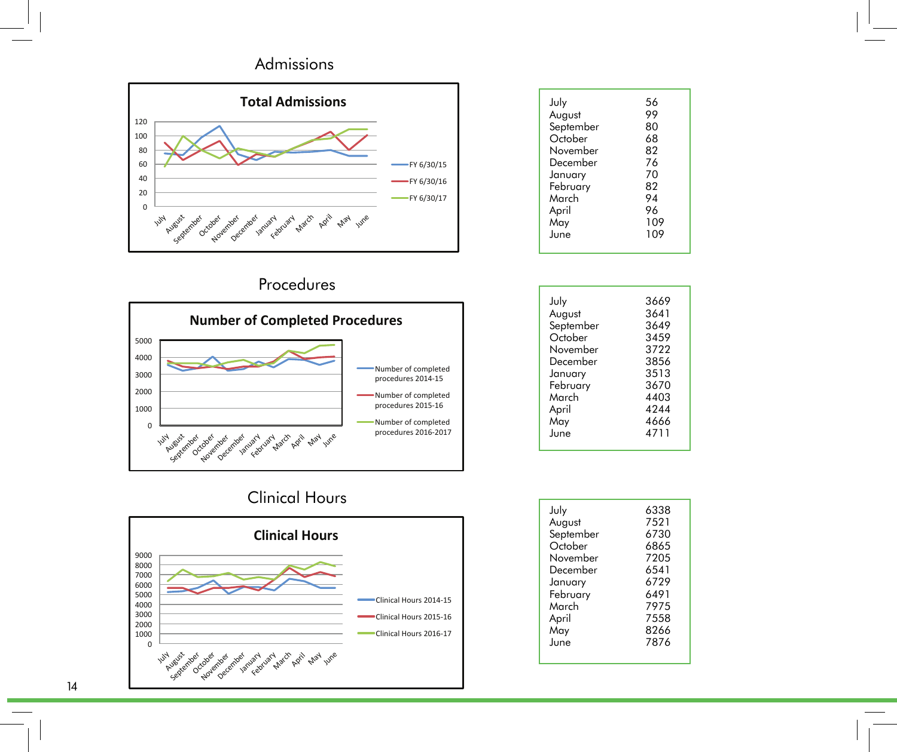## Admissions

**Total Admissions**

Legend: FY 6/30/15, FY 6/30/16, FY 6/30/17

| Month | Admissions |
|---|---|
| July | 56 |
| August | 99 |
| September | 80 |
| October | 68 |
| November | 82 |
| December | 76 |
| January | 70 |
| February | 82 |
| March | 94 |
| April | 96 |
| May | 109 |
| June | 109 |

## Procedures

**Number of Completed Procedures**

Legend: Number of completed procedures 2014-15, Number of completed procedures 2015-16, Number of completed procedures 2016-2017

| Month | Procedures |
|---|---|
| July | 3669 |
| August | 3641 |
| September | 3649 |
| October | 3459 |
| November | 3722 |
| December | 3856 |
| January | 3513 |
| February | 3670 |
| March | 4403 |
| April | 4244 |
| May | 4666 |
| June | 4711 |

## Clinical Hours

**Clinical Hours**

Legend: Clinical Hours 2014-15, Clinical Hours 2015-16, Clinical Hours 2016-17

| Month | Clinical Hours |
|---|---|
| July | 6338 |
| August | 7521 |
| September | 6730 |
| October | 6865 |
| November | 7205 |
| December | 6541 |
| January | 6729 |
| February | 6491 |
| March | 7975 |
| April | 7558 |
| May | 8266 |
| June | 7876 |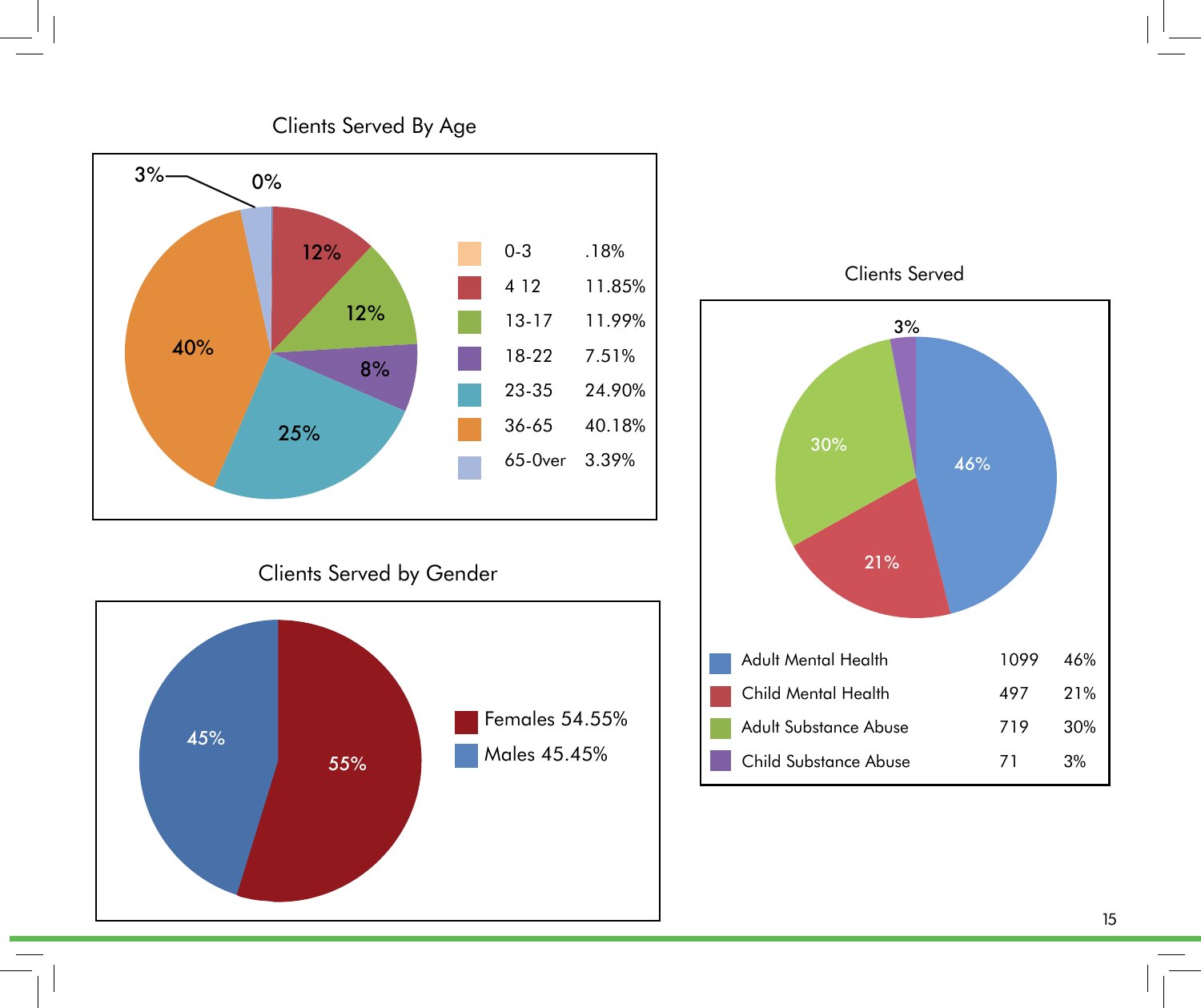## Clients Served By Age

| Age | Percent |
|---|---|
| 0-3 | .18% |
| 4 12 | 11.85% |
| 13-17 | 11.99% |
| 18-22 | 7.51% |
| 23-35 | 24.90% |
| 36-65 | 40.18% |
| 65-0ver | 3.39% |

## Clients Served by Gender

| Gender | Percent |
|---|---|
| Females | 54.55% |
| Males | 45.45% |

## Clients Served

| Category | Clients | Percent |
|---|---|---|
| Adult Mental Health | 1099 | 46% |
| Child Mental Health | 497 | 21% |
| Adult Substance Abuse | 719 | 30% |
| Child Substance Abuse | 71 | 3% |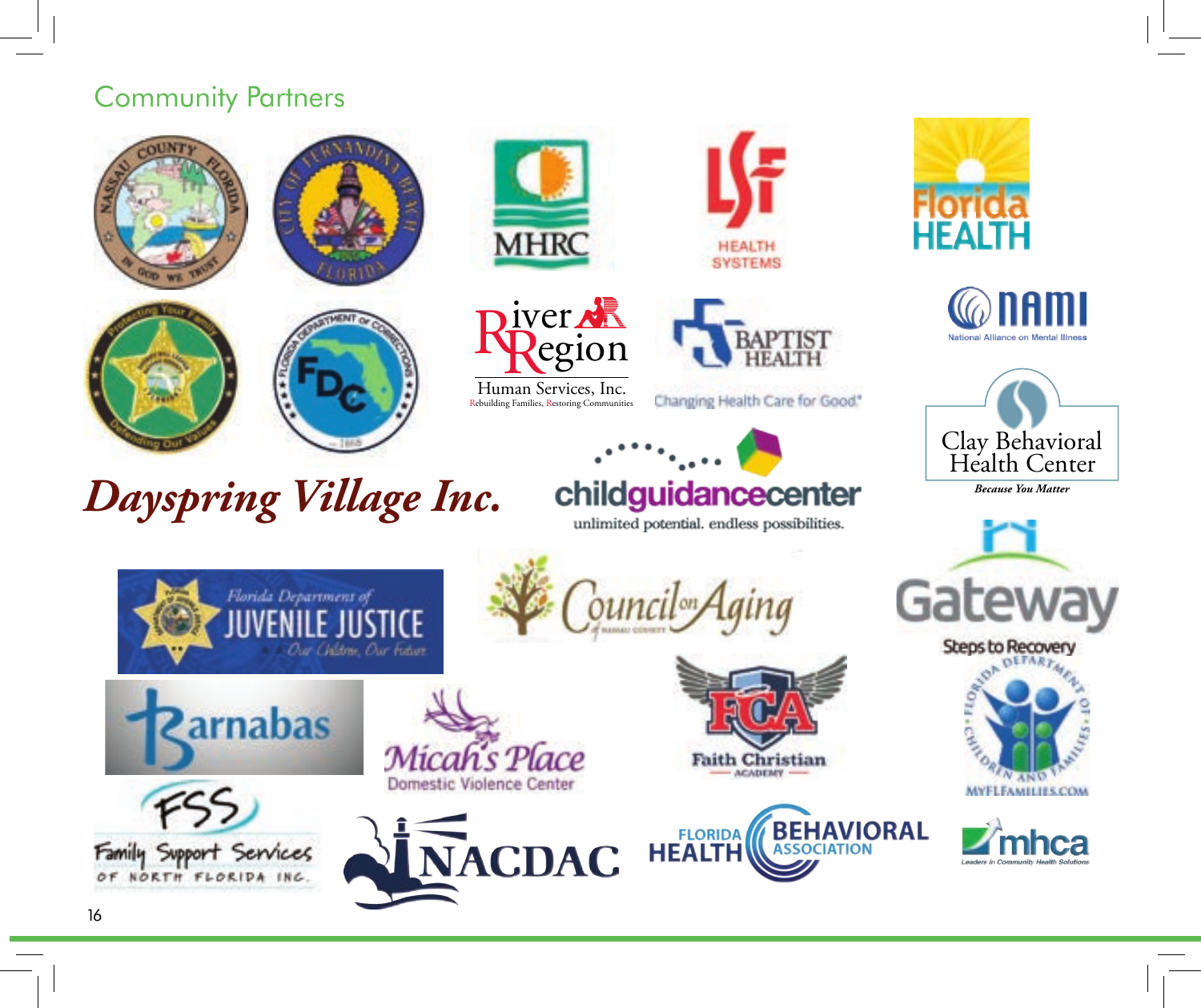## Community Partners

NASSAU COUNTY FLORIDA — IN GOD WE TRUST

CITY OF FERNANDINA BEACH FLORIDA

MHRC

LSF HEALTH SYSTEMS

Florida HEALTH

River Region Human Services, Inc.
Rebuilding Families, Restoring Communities

BAPTIST HEALTH
Changing Health Care for Good®

NAMI
National Alliance on Mental Illness

Clay Behavioral Health Center
*Because You Matter*

Protecting Your Family — Defending Our Values

FLORIDA DEPARTMENT OF CORRECTIONS — FDC — 1868

*Dayspring Village Inc.*

childguidancecenter
unlimited potential. endless possibilities.

Gateway
Steps to Recovery

Florida Department of JUVENILE JUSTICE
Our Children, Our Future

Council on Aging of Nassau County

Barnabas

Micah's Place
Domestic Violence Center

FCA
Faith Christian Academy

FLORIDA DEPARTMENT OF CHILDREN AND FAMILIES
MYFLFAMILIES.COM

FSS
Family Support Services of North Florida Inc.

NACDAC

FLORIDA BEHAVIORAL HEALTH ASSOCIATION

mhca
Leaders in Community Health Solutions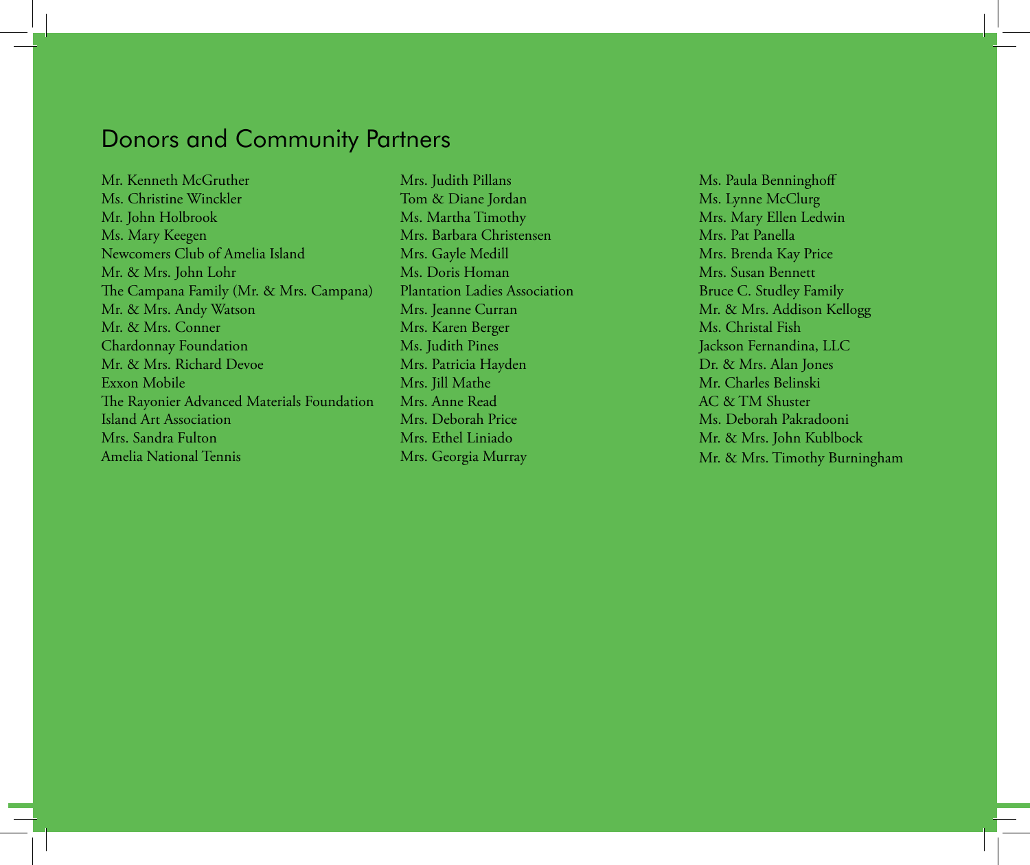## Donors and Community Partners

Mr. Kenneth McGruther
Ms. Christine Winckler
Mr. John Holbrook
Ms. Mary Keegen
Newcomers Club of Amelia Island
Mr. & Mrs. John Lohr
The Campana Family (Mr. & Mrs. Campana)
Mr. & Mrs. Andy Watson
Mr. & Mrs. Conner
Chardonnay Foundation
Mr. & Mrs. Richard Devoe
Exxon Mobile
The Rayonier Advanced Materials Foundation
Island Art Association
Mrs. Sandra Fulton
Amelia National Tennis

Mrs. Judith Pillans
Tom & Diane Jordan
Ms. Martha Timothy
Mrs. Barbara Christensen
Mrs. Gayle Medill
Ms. Doris Homan
Plantation Ladies Association
Mrs. Jeanne Curran
Mrs. Karen Berger
Ms. Judith Pines
Mrs. Patricia Hayden
Mrs. Jill Mathe
Mrs. Anne Read
Mrs. Deborah Price
Mrs. Ethel Liniado
Mrs. Georgia Murray

Ms. Paula Benninghoff
Ms. Lynne McClurg
Mrs. Mary Ellen Ledwin
Mrs. Pat Panella
Mrs. Brenda Kay Price
Mrs. Susan Bennett
Bruce C. Studley Family
Mr. & Mrs. Addison Kellogg
Ms. Christal Fish
Jackson Fernandina, LLC
Dr. & Mrs. Alan Jones
Mr. Charles Belinski
AC & TM Shuster
Ms. Deborah Pakradooni
Mr. & Mrs. John Kublbock
Mr. & Mrs. Timothy Burningham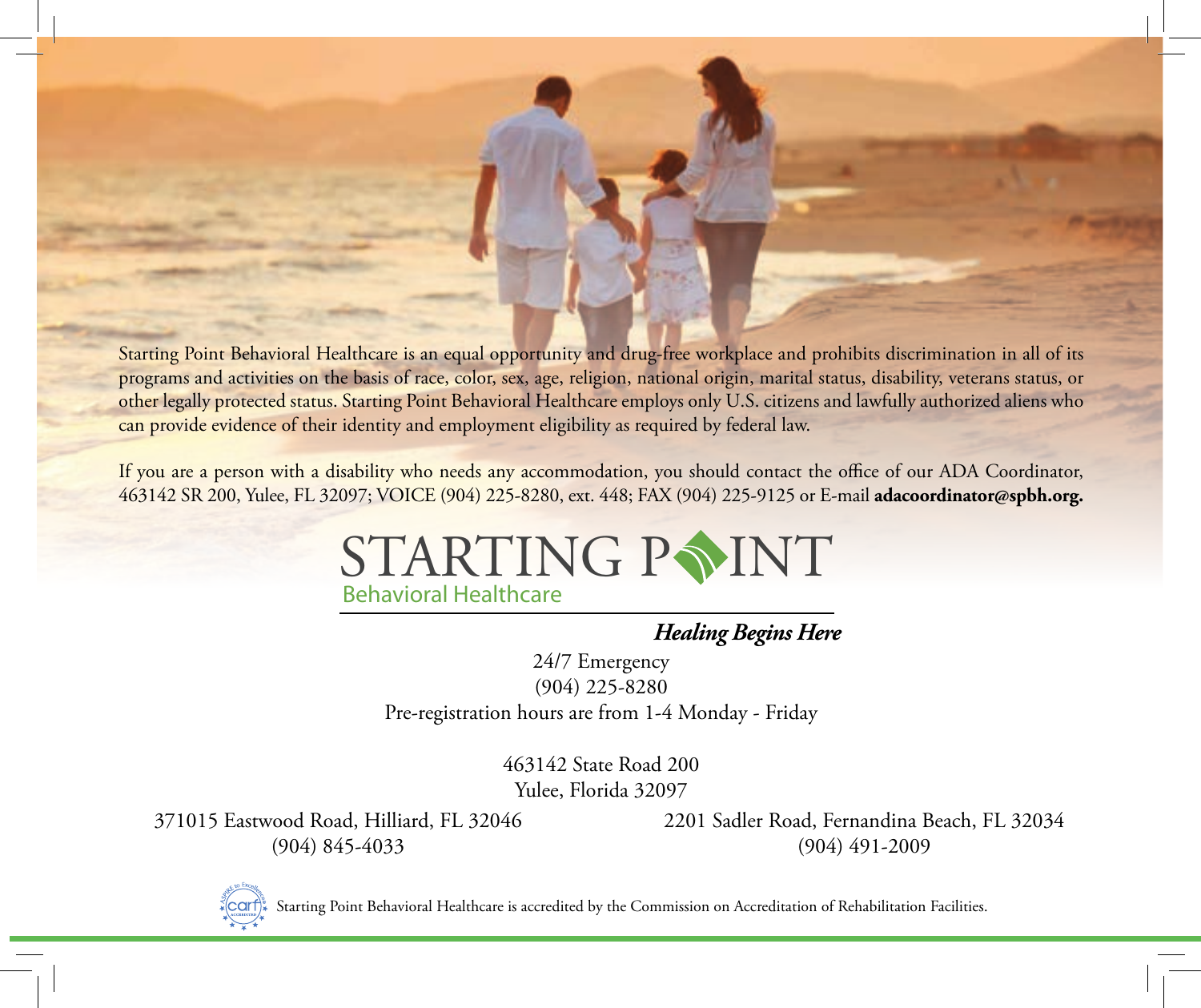Starting Point Behavioral Healthcare is an equal opportunity and drug-free workplace and prohibits discrimination in all of its programs and activities on the basis of race, color, sex, age, religion, national origin, marital status, disability, veterans status, or other legally protected status. Starting Point Behavioral Healthcare employs only U.S. citizens and lawfully authorized aliens who can provide evidence of their identity and employment eligibility as required by federal law.

If you are a person with a disability who needs any accommodation, you should contact the office of our ADA Coordinator, 463142 SR 200, Yulee, FL 32097; VOICE (904) 225-8280, ext. 448; FAX (904) 225-9125 or E-mail **adacoordinator@spbh.org.**

STARTING POINT
Behavioral Healthcare

***Healing Begins Here***

24/7 Emergency
(904) 225-8280
Pre-registration hours are from 1-4 Monday - Friday

463142 State Road 200
Yulee, Florida 32097

371015 Eastwood Road, Hilliard, FL 32046
(904) 845-4033

2201 Sadler Road, Fernandina Beach, FL 32034
(904) 491-2009

Starting Point Behavioral Healthcare is accredited by the Commission on Accreditation of Rehabilitation Facilities.